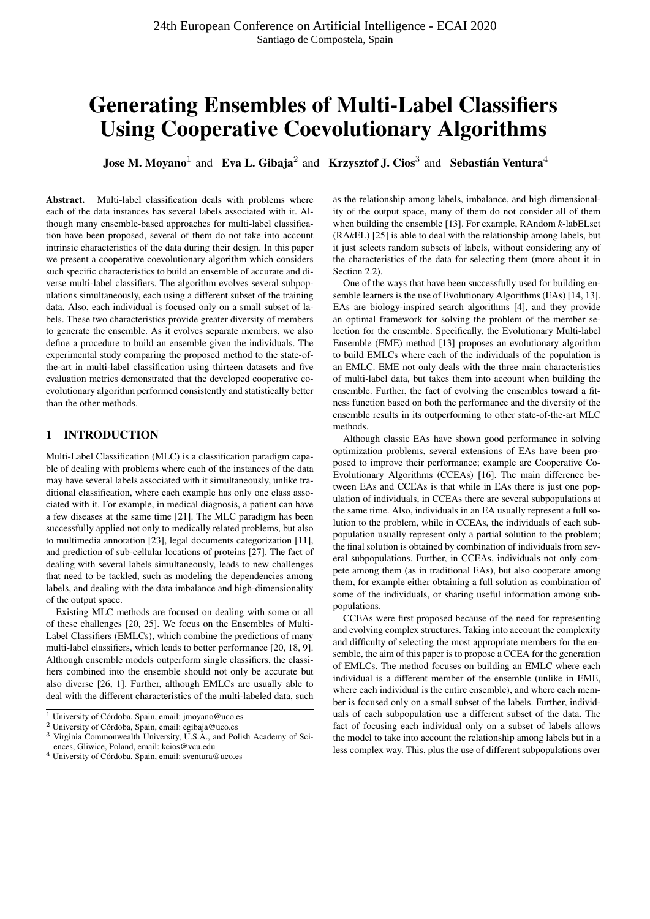# Generating Ensembles of Multi-Label Classifiers Using Cooperative Coevolutionary Algorithms

**Jose M. Moyano**[1] and **Eva L. Gibaja**[2] and **Krzysztof J. Cios**[3] and **Sebastián Ventura**[4]

**Abstract.** Multi-label classification deals with problems where each of the data instances has several labels associated with it. Although many ensemble-based approaches for multi-label classification have been proposed, several of them do not take into account intrinsic characteristics of the data during their design. In this paper we present a cooperative coevolutionary algorithm which considers such specific characteristics to build an ensemble of accurate and diverse multi-label classifiers. The algorithm evolves several subpopulations simultaneously, each using a different subset of the training data. Also, each individual is focused only on a small subset of labels. These two characteristics provide greater diversity of members to generate the ensemble. As it evolves separate members, we also define a procedure to build an ensemble given the individuals. The experimental study comparing the proposed method to the state-of-the-art in multi-label classification using thirteen datasets and five evaluation metrics demonstrated that the developed cooperative coevolutionary algorithm performed consistently and statistically better than the other methods.

## 1 INTRODUCTION

Multi-Label Classification (MLC) is a classification paradigm capable of dealing with problems where each of the instances of the data may have several labels associated with it simultaneously, unlike traditional classification, where each example has only one class associated with it. For example, in medical diagnosis, a patient can have a few diseases at the same time [21]. The MLC paradigm has been successfully applied not only to medically related problems, but also to multimedia annotation [23], legal documents categorization [11], and prediction of sub-cellular locations of proteins [27]. The fact of dealing with several labels simultaneously, leads to new challenges that need to be tackled, such as modeling the dependencies among labels, and dealing with the data imbalance and high-dimensionality of the output space.

Existing MLC methods are focused on dealing with some or all of these challenges [20, 25]. We focus on the Ensembles of Multi-Label Classifiers (EMLCs), which combine the predictions of many multi-label classifiers, which leads to better performance [20, 18, 9]. Although ensemble models outperform single classifiers, the classifiers combined into the ensemble should not only be accurate but also diverse [26, 1]. Further, although EMLCs are usually able to deal with the different characteristics of the multi-labeled data, such as the relationship among labels, imbalance, and high dimensionality of the output space, many of them do not consider all of them when building the ensemble [13]. For example, RAndom *k*-labELset (RA*k*EL) [25] is able to deal with the relationship among labels, but it just selects random subsets of labels, without considering any of the characteristics of the data for selecting them (more about it in Section 2.2).

One of the ways that have been successfully used for building ensemble learners is the use of Evolutionary Algorithms (EAs) [14, 13]. EAs are biology-inspired search algorithms [4], and they provide an optimal framework for solving the problem of the member selection for the ensemble. Specifically, the Evolutionary Multi-label Ensemble (EME) method [13] proposes an evolutionary algorithm to build EMLCs where each of the individuals of the population is an EMLC. EME not only deals with the three main characteristics of multi-label data, but takes them into account when building the ensemble. Further, the fact of evolving the ensembles toward a fitness function based on both the performance and the diversity of the ensemble results in its outperforming to other state-of-the-art MLC methods.

Although classic EAs have shown good performance in solving optimization problems, several extensions of EAs have been proposed to improve their performance; example are Cooperative Co-Evolutionary Algorithms (CCEAs) [16]. The main difference between EAs and CCEAs is that while in EAs there is just one population of individuals, in CCEAs there are several subpopulations at the same time. Also, individuals in an EA usually represent a full solution to the problem, while in CCEAs, the individuals of each subpopulation usually represent only a partial solution to the problem; the final solution is obtained by combination of individuals from several subpopulations. Further, in CCEAs, individuals not only compete among them (as in traditional EAs), but also cooperate among them, for example either obtaining a full solution as combination of some of the individuals, or sharing useful information among subpopulations.

CCEAs were first proposed because of the need for representing and evolving complex structures. Taking into account the complexity and difficulty of selecting the most appropriate members for the ensemble, the aim of this paper is to propose a CCEA for the generation of EMLCs. The method focuses on building an EMLC where each individual is a different member of the ensemble (unlike in EME, where each individual is the entire ensemble), and where each member is focused only on a small subset of the labels. Further, individuals of each subpopulation use a different subset of the data. The fact of focusing each individual only on a subset of labels allows the model to take into account the relationship among labels but in a less complex way. This, plus the use of different subpopulations over

[1] University of Córdoba, Spain, email: jmoyano@uco.es
[2] University of Córdoba, Spain, email: egibaja@uco.es
[3] Virginia Commonwealth University, U.S.A., and Polish Academy of Sciences, Gliwice, Poland, email: kcios@vcu.edu
[4] University of Córdoba, Spain, email: sventura@uco.es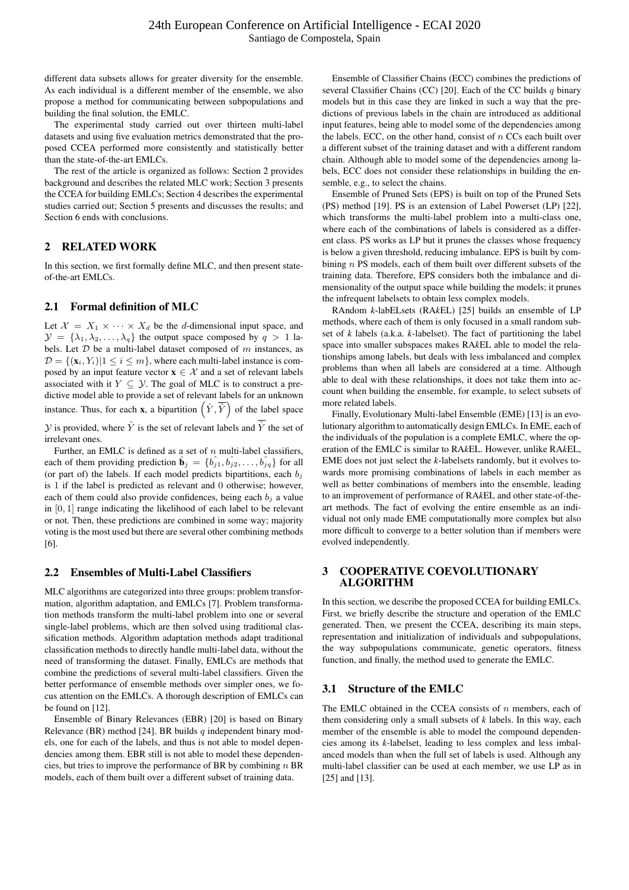different data subsets allows for greater diversity for the ensemble. As each individual is a different member of the ensemble, we also propose a method for communicating between subpopulations and building the final solution, the EMLC.

The experimental study carried out over thirteen multi-label datasets and using five evaluation metrics demonstrated that the proposed CCEA performed more consistently and statistically better than the state-of-the-art EMLCs.

The rest of the article is organized as follows: Section 2 provides background and describes the related MLC work; Section 3 presents the CCEA for building EMLCs; Section 4 describes the experimental studies carried out; Section 5 presents and discusses the results; and Section 6 ends with conclusions.

## 2 RELATED WORK

In this section, we first formally define MLC, and then present state-of-the-art EMLCs.

### 2.1 Formal definition of MLC

Let $\mathcal{X} = X_1 \times \cdots \times X_d$ be the $d$-dimensional input space, and $\mathcal{Y} = \{\lambda_1, \lambda_2, \ldots, \lambda_q\}$ the output space composed by $q > 1$ labels. Let $\mathcal{D}$ be a multi-label dataset composed of $m$ instances, as $\mathcal{D} = \{(\mathbf{x}_i, Y_i) | 1 \leq i \leq m\}$, where each multi-label instance is composed by an input feature vector $\mathbf{x} \in \mathcal{X}$ and a set of relevant labels associated with it $Y \subseteq \mathcal{Y}$. The goal of MLC is to construct a predictive model able to provide a set of relevant labels for an unknown instance. Thus, for each $\mathbf{x}$, a bipartition $\left(\hat{Y}, \overline{\hat{Y}}\right)$ of the label space $\mathcal{Y}$ is provided, where $\hat{Y}$ is the set of relevant labels and $\overline{\hat{Y}}$ the set of irrelevant ones.

Further, an EMLC is defined as a set of $n$ multi-label classifiers, each of them providing prediction $\hat{\mathbf{b}}_j = \{\hat{b_{j1}}, \hat{b_{j2}}, \ldots, \hat{b_{jq}}\}$ for all (or part of) the labels. If each model predicts bipartitions, each $b_j$ is 1 if the label is predicted as relevant and 0 otherwise; however, each of them could also provide confidences, being each $b_j$ a value in $[0, 1]$ range indicating the likelihood of each label to be relevant or not. Then, these predictions are combined in some way; majority voting is the most used but there are several other combining methods [6].

### 2.2 Ensembles of Multi-Label Classifiers

MLC algorithms are categorized into three groups: problem transformation, algorithm adaptation, and EMLCs [7]. Problem transformation methods transform the multi-label problem into one or several single-label problems, which are then solved using traditional classification methods. Algorithm adaptation methods adapt traditional classification methods to directly handle multi-label data, without the need of transforming the dataset. Finally, EMLCs are methods that combine the predictions of several multi-label classifiers. Given the better performance of ensemble methods over simpler ones, we focus attention on the EMLCs. A thorough description of EMLCs can be found on [12].

Ensemble of Binary Relevances (EBR) [20] is based on Binary Relevance (BR) method [24]. BR builds $q$ independent binary models, one for each of the labels, and thus is not able to model dependencies among them. EBR still is not able to model these dependencies, but tries to improve the performance of BR by combining $n$ BR models, each of them built over a different subset of training data.

Ensemble of Classifier Chains (ECC) combines the predictions of several Classifier Chains (CC) [20]. Each of the CC builds $q$ binary models but in this case they are linked in such a way that the predictions of previous labels in the chain are introduced as additional input features, being able to model some of the dependencies among the labels. ECC, on the other hand, consist of $n$ CCs each built over a different subset of the training dataset and with a different random chain. Although able to model some of the dependencies among labels, ECC does not consider these relationships in building the ensemble, e.g., to select the chains.

Ensemble of Pruned Sets (EPS) is built on top of the Pruned Sets (PS) method [19]. PS is an extension of Label Powerset (LP) [22], which transforms the multi-label problem into a multi-class one, where each of the combinations of labels is considered as a different class. PS works as LP but it prunes the classes whose frequency is below a given threshold, reducing imbalance. EPS is built by combining $n$ PS models, each of them built over different subsets of the training data. Therefore, EPS considers both the imbalance and dimensionality of the output space while building the models; it prunes the infrequent labelsets to obtain less complex models.

RAndom *k*-labELsets (RA*k*EL) [25] builds an ensemble of LP methods, where each of them is only focused in a small random subset of *k* labels (a.k.a. *k*-labelset). The fact of partitioning the label space into smaller subspaces makes RA*k*EL able to model the relationships among labels, but deals with less imbalanced and complex problems than when all labels are considered at a time. Although able to deal with these relationships, it does not take them into account when building the ensemble, for example, to select subsets of more related labels.

Finally, Evolutionary Multi-label Ensemble (EME) [13] is an evolutionary algorithm to automatically design EMLCs. In EME, each of the individuals of the population is a complete EMLC, where the operation of the EMLC is similar to RA*k*EL. However, unlike RA*k*EL, EME does not just select the *k*-labelsets randomly, but it evolves towards more promising combinations of labels in each member as well as better combinations of members into the ensemble, leading to an improvement of performance of RA*k*EL and other state-of-the-art methods. The fact of evolving the entire ensemble as an individual not only made EME computationally more complex but also more difficult to converge to a better solution than if members were evolved independently.

## 3 COOPERATIVE COEVOLUTIONARY ALGORITHM

In this section, we describe the proposed CCEA for building EMLCs. First, we briefly describe the structure and operation of the EMLC generated. Then, we present the CCEA, describing its main steps, representation and initialization of individuals and subpopulations, the way subpopulations communicate, genetic operators, fitness function, and finally, the method used to generate the EMLC.

### 3.1 Structure of the EMLC

The EMLC obtained in the CCEA consists of $n$ members, each of them considering only a small subsets of *k* labels. In this way, each member of the ensemble is able to model the compound dependencies among its *k*-labelset, leading to less complex and less imbalanced models than when the full set of labels is used. Although any multi-label classifier can be used at each member, we use LP as in [25] and [13].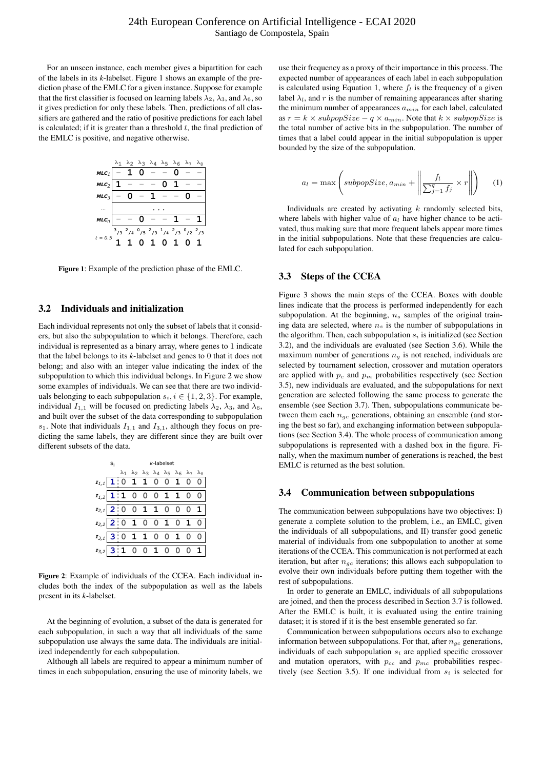For an unseen instance, each member gives a bipartition for each of the labels in its *k*-labelset. Figure 1 shows an example of the prediction phase of the EMLC for a given instance. Suppose for example that the first classifier is focused on learning labels $\lambda_2$, $\lambda_3$, and $\lambda_6$, so it gives prediction for only these labels. Then, predictions of all classifiers are gathered and the ratio of positive predictions for each label is calculated; if it is greater than a threshold $t$, the final prediction of the EMLC is positive, and negative otherwise.

| | $\lambda_1$ | $\lambda_2$ | $\lambda_3$ | $\lambda_4$ | $\lambda_5$ | $\lambda_6$ | $\lambda_7$ | $\lambda_8$ |
|---|---|---|---|---|---|---|---|---|
| $MLC_1$ | – | 1 | 0 | – | – | 0 | – | – |
| $MLC_2$ | 1 | – | – | – | 0 | 1 | – | – |
| $MLC_3$ | – | 0 | – | 1 | – | – | 0 | – |
| ... | | | | ... | | | | |
| $MLC_n$ | – | – | 0 | – | – | 1 | – | 1 |
| | 3/3 | 2/4 | 0/5 | 2/3 | 1/4 | 2/3 | 0/2 | 2/3 |
| $t = 0.5$ | 1 | 1 | 0 | 1 | 0 | 1 | 0 | 1 |

**Figure 1**: Example of the prediction phase of the EMLC.

## 3.2 Individuals and initialization

Each individual represents not only the subset of labels that it considers, but also the subpopulation to which it belongs. Therefore, each individual is represented as a binary array, where genes to 1 indicate that the label belongs to its *k*-labelset and genes to 0 that it does not belong; and also with an integer value indicating the index of the subpopulation to which this individual belongs. In Figure 2 we show some examples of individuals. We can see that there are two individuals belonging to each subpopulation $s_i, i \in \{1, 2, 3\}$. For example, individual $I_{1,1}$ will be focused on predicting labels $\lambda_2$, $\lambda_3$, and $\lambda_6$, and built over the subset of the data corresponding to subpopulation $s_1$. Note that individuals $I_{1,1}$ and $I_{3,1}$, although they focus on predicting the same labels, they are different since they are built over different subsets of the data.

| | $s_i$ | $\lambda_1$ | $\lambda_2$ | $\lambda_3$ | $\lambda_4$ | $\lambda_5$ | $\lambda_6$ | $\lambda_7$ | $\lambda_8$ |
|---|---|---|---|---|---|---|---|---|---|
| $I_{1,1}$ | 1 | 0 | 1 | 1 | 0 | 0 | 1 | 0 | 0 |
| $I_{1,2}$ | 1 | 1 | 0 | 0 | 0 | 1 | 1 | 0 | 0 |
| $I_{2,1}$ | 2 | 0 | 0 | 1 | 1 | 0 | 0 | 0 | 1 |
| $I_{2,2}$ | 2 | 0 | 1 | 0 | 0 | 1 | 0 | 1 | 0 |
| $I_{3,1}$ | 3 | 0 | 1 | 1 | 0 | 0 | 1 | 0 | 0 |
| $I_{3,2}$ | 3 | 1 | 0 | 0 | 1 | 0 | 0 | 0 | 1 |

**Figure 2**: Example of individuals of the CCEA. Each individual includes both the index of the subpopulation as well as the labels present in its *k*-labelset.

At the beginning of evolution, a subset of the data is generated for each subpopulation, in such a way that all individuals of the same subpopulation use always the same data. The individuals are initialized independently for each subpopulation.

Although all labels are required to appear a minimum number of times in each subpopulation, ensuring the use of minority labels, we use their frequency as a proxy of their importance in this process. The expected number of appearances of each label in each subpopulation is calculated using Equation 1, where $f_l$ is the frequency of a given label $\lambda_l$, and $r$ is the number of remaining appearances after sharing the minimum number of appearances $a_{min}$ for each label, calculated as $r = k \times subpopSize - q \times a_{min}$. Note that $k \times subpopSize$ is the total number of active bits in the subpopulation. The number of times that a label could appear in the initial subpopulation is upper bounded by the size of the subpopulation.

$$a_l = \max\left(subpopSize, a_{min} + \left\| \frac{f_l}{\sum_{j=1}^{q} f_j} \times r \right\|\right) \qquad (1)$$

Individuals are created by activating $k$ randomly selected bits, where labels with higher value of $a_l$ have higher chance to be activated, thus making sure that more frequent labels appear more times in the initial subpopulations. Note that these frequencies are calculated for each subpopulation.

## 3.3 Steps of the CCEA

Figure 3 shows the main steps of the CCEA. Boxes with double lines indicate that the process is performed independently for each subpopulation. At the beginning, $n_s$ samples of the original training data are selected, where $n_s$ is the number of subpopulations in the algorithm. Then, each subpopulation $s_i$ is initialized (see Section 3.2), and the individuals are evaluated (see Section 3.6). While the maximum number of generations $n_g$ is not reached, individuals are selected by tournament selection, crossover and mutation operators are applied with $p_c$ and $p_m$ probabilities respectively (see Section 3.5), new individuals are evaluated, and the subpopulations for next generation are selected following the same process to generate the ensemble (see Section 3.7). Then, subpopulations communicate between them each $n_{gc}$ generations, obtaining an ensemble (and storing the best so far), and exchanging information between subpopulations (see Section 3.4). The whole process of communication among subpopulations is represented with a dashed box in the figure. Finally, when the maximum number of generations is reached, the best EMLC is returned as the best solution.

## 3.4 Communication between subpopulations

The communication between subpopulations have two objectives: I) generate a complete solution to the problem, i.e., an EMLC, given the individuals of all subpopulations, and II) transfer good genetic material of individuals from one subpopulation to another at some iterations of the CCEA. This communication is not performed at each iteration, but after $n_{gc}$ iterations; this allows each subpopulation to evolve their own individuals before putting them together with the rest of subpopulations.

In order to generate an EMLC, individuals of all subpopulations are joined, and then the process described in Section 3.7 is followed. After the EMLC is built, it is evaluated using the entire training dataset; it is stored if it is the best ensemble generated so far.

Communication between subpopulations occurs also to exchange information between subpopulations. For that, after $n_{gc}$ generations, individuals of each subpopulation $s_i$ are applied specific crossover and mutation operators, with $p_{cc}$ and $p_{mc}$ probabilities respectively (see Section 3.5). If one individual from $s_i$ is selected for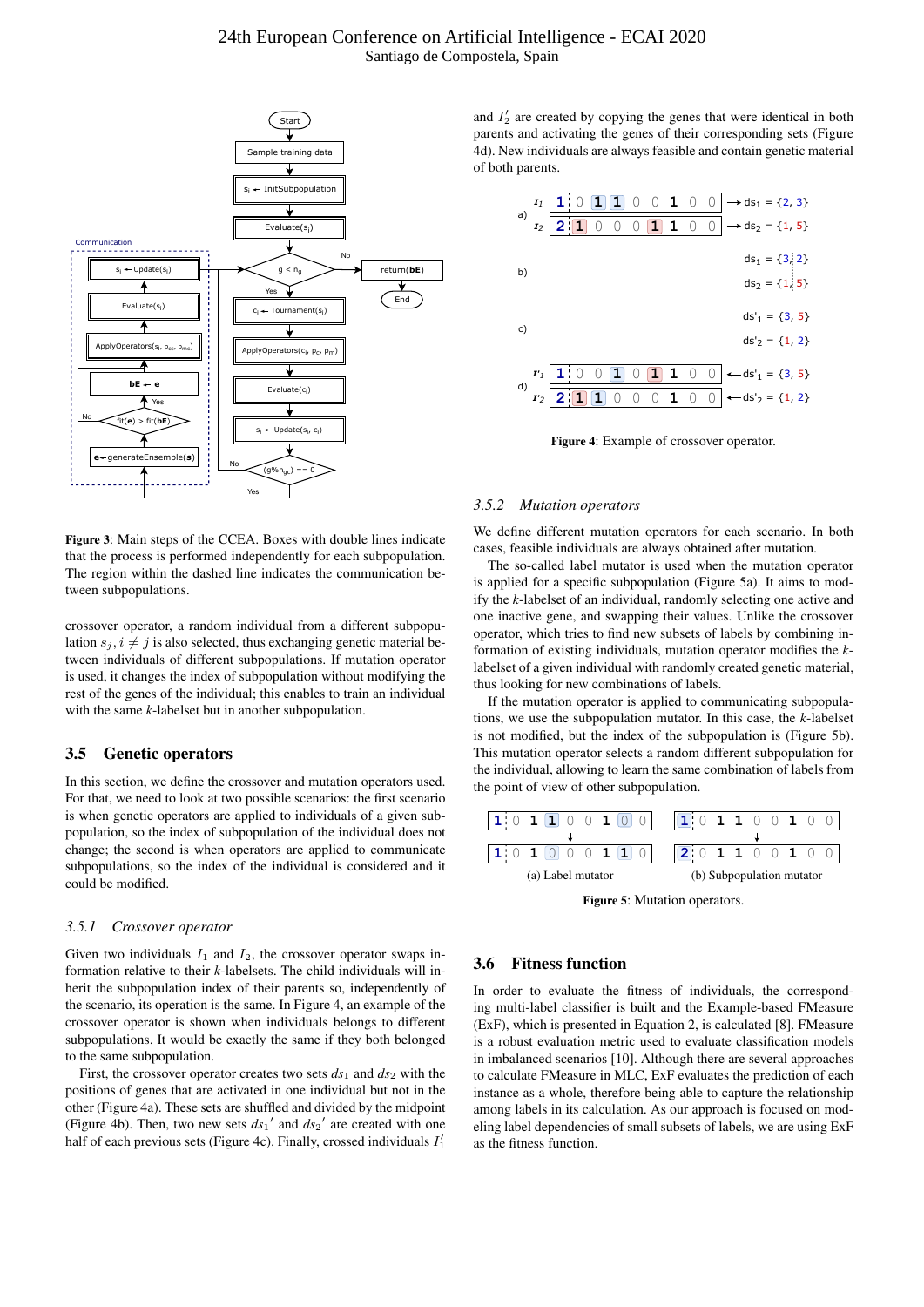Figure 3: Main steps of the CCEA. Boxes with double lines indicate that the process is performed independently for each subpopulation. The region within the dashed line indicates the communication between subpopulations.

crossover operator, a random individual from a different subpopulation $s_j, i \neq j$ is also selected, thus exchanging genetic material between individuals of different subpopulations. If mutation operator is used, it changes the index of subpopulation without modifying the rest of the genes of the individual; this enables to train an individual with the same $k$-labelset but in another subpopulation.

## 3.5 Genetic operators

In this section, we define the crossover and mutation operators used. For that, we need to look at two possible scenarios: the first scenario is when genetic operators are applied to individuals of a given subpopulation, so the index of subpopulation of the individual does not change; the second is when operators are applied to communicate subpopulations, so the index of the individual is considered and it could be modified.

### 3.5.1 Crossover operator

Given two individuals $I_1$ and $I_2$, the crossover operator swaps information relative to their $k$-labelsets. The child individuals will inherit the subpopulation index of their parents so, independently of the scenario, its operation is the same. In Figure 4, an example of the crossover operator is shown when individuals belongs to different subpopulations. It would be exactly the same if they both belonged to the same subpopulation.

First, the crossover operator creates two sets $ds_1$ and $ds_2$ with the positions of genes that are activated in one individual but not in the other (Figure 4a). These sets are shuffled and divided by the midpoint (Figure 4b). Then, two new sets $ds_1{}'$ and $ds_2{}'$ are created with one half of each previous sets (Figure 4c). Finally, crossed individuals $I'_1$ and $I'_2$ are created by copying the genes that were identical in both parents and activating the genes of their corresponding sets (Figure 4d). New individuals are always feasible and contain genetic material of both parents.

Figure 4: Example of crossover operator.

### 3.5.2 Mutation operators

We define different mutation operators for each scenario. In both cases, feasible individuals are always obtained after mutation.

The so-called label mutator is used when the mutation operator is applied for a specific subpopulation (Figure 5a). It aims to modify the $k$-labelset of an individual, randomly selecting one active and one inactive gene, and swapping their values. Unlike the crossover operator, which tries to find new subsets of labels by combining information of existing individuals, mutation operator modifies the $k$-labelset of a given individual with randomly created genetic material, thus looking for new combinations of labels.

If the mutation operator is applied to communicating subpopulations, we use the subpopulation mutator. In this case, the $k$-labelset is not modified, but the index of the subpopulation is (Figure 5b). This mutation operator selects a random different subpopulation for the individual, allowing to learn the same combination of labels from the point of view of other subpopulation.

(a) Label mutator (b) Subpopulation mutator

Figure 5: Mutation operators.

## 3.6 Fitness function

In order to evaluate the fitness of individuals, the corresponding multi-label classifier is built and the Example-based FMeasure (ExF), which is presented in Equation 2, is calculated [8]. FMeasure is a robust evaluation metric used to evaluate classification models in imbalanced scenarios [10]. Although there are several approaches to calculate FMeasure in MLC, ExF evaluates the prediction of each instance as a whole, therefore being able to capture the relationship among labels in its calculation. As our approach is focused on modeling label dependencies of small subsets of labels, we are using ExF as the fitness function.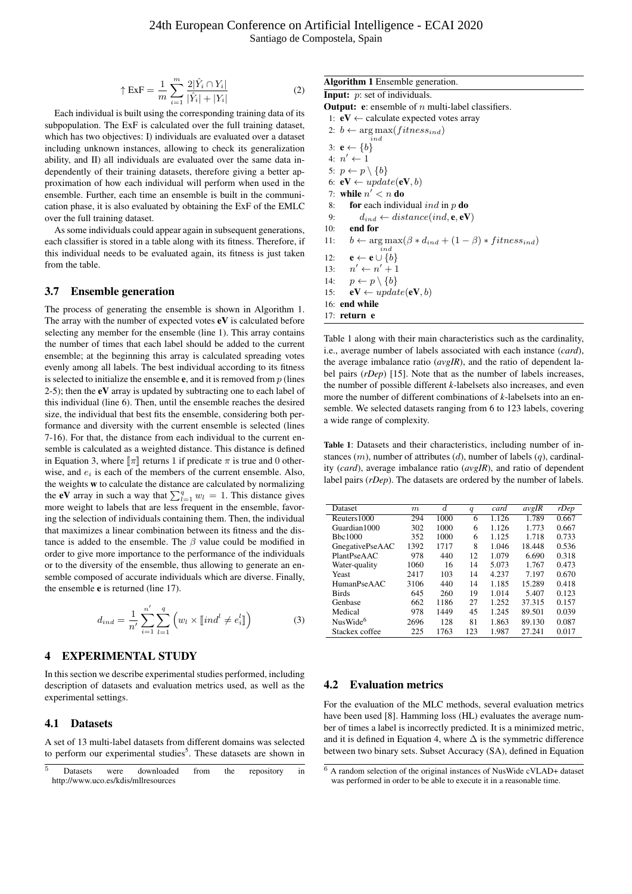$$\uparrow \text{ExF} = \frac{1}{m} \sum_{i=1}^{m} \frac{2|\hat{Y}_i \cap Y_i|}{|\hat{Y}_i| + |Y_i|} \tag{2}$$

Each individual is built using the corresponding training data of its subpopulation. The ExF is calculated over the full training dataset, which has two objectives: I) individuals are evaluated over a dataset including unknown instances, allowing to check its generalization ability, and II) all individuals are evaluated over the same data independently of their training datasets, therefore giving a better approximation of how each individual will perform when used in the ensemble. Further, each time an ensemble is built in the communication phase, it is also evaluated by obtaining the ExF of the EMLC over the full training dataset.

As some individuals could appear again in subsequent generations, each classifier is stored in a table along with its fitness. Therefore, if this individual needs to be evaluated again, its fitness is just taken from the table.

### 3.7 Ensemble generation

The process of generating the ensemble is shown in Algorithm 1. The array with the number of expected votes **eV** is calculated before selecting any member for the ensemble (line 1). This array contains the number of times that each label should be added to the current ensemble; at the beginning this array is calculated spreading votes evenly among all labels. The best individual according to its fitness is selected to initialize the ensemble **e**, and it is removed from $p$ (lines 2-5); then the **eV** array is updated by subtracting one to each label of this individual (line 6). Then, until the ensemble reaches the desired size, the individual that best fits the ensemble, considering both performance and diversity with the current ensemble is selected (lines 7-16). For that, the distance from each individual to the current ensemble is calculated as a weighted distance. This distance is defined in Equation 3, where $[\![\pi]\!]$ returns 1 if predicate $\pi$ is true and 0 otherwise, and $e_i$ is each of the members of the current ensemble. Also, the weights **w** to calculate the distance are calculated by normalizing the **eV** array in such a way that $\sum_{l=1}^{q} w_l = 1$. This distance gives more weight to labels that are less frequent in the ensemble, favoring the selection of individuals containing them. Then, the individual that maximizes a linear combination between its fitness and the distance is added to the ensemble. The $\beta$ value could be modified in order to give more importance to the performance of the individuals or to the diversity of the ensemble, thus allowing to generate an ensemble composed of accurate individuals which are diverse. Finally, the ensemble **e** is returned (line 17).

$$d_{ind} = \frac{1}{n'} \sum_{i=1}^{n'} \sum_{l=1}^{q} \left( w_l \times [\![ind^l \neq e_i^l]\!] \right) \tag{3}$$

**Algorithm 1** Ensemble generation.

**Input:** $p$: set of individuals.
**Output:** **e**: ensemble of $n$ multi-label classifiers.

```
1: eV ← calculate expected votes array
2: b ← argmax_ind(fitness_ind)
3: e ← {b}
4: n' ← 1
5: p ← p \ {b}
6: eV ← update(eV, b)
7: while n' < n do
8:     for each individual ind in p do
9:         d_ind ← distance(ind, e, eV)
10:    end for
11:    b ← argmax_ind(β * d_ind + (1 − β) * fitness_ind)
12:    e ← e ∪ {b}
13:    n' ← n' + 1
14:    p ← p \ {b}
15:    eV ← update(eV, b)
16: end while
17: return e
```

## 4 EXPERIMENTAL STUDY

In this section we describe experimental studies performed, including description of datasets and evaluation metrics used, as well as the experimental settings.

### 4.1 Datasets

A set of 13 multi-label datasets from different domains was selected to perform our experimental studies[5]. These datasets are shown in Table 1 along with their main characteristics such as the cardinality, i.e., average number of labels associated with each instance (*card*), the average imbalance ratio (*avgIR*), and the ratio of dependent label pairs (*rDep*) [15]. Note that as the number of labels increases, the number of possible different *k*-labelsets also increases, and even more the number of different combinations of *k*-labelsets into an ensemble. We selected datasets ranging from 6 to 123 labels, covering a wide range of complexity.

**Table 1**: Datasets and their characteristics, including number of instances ($m$), number of attributes ($d$), number of labels ($q$), cardinality (*card*), average imbalance ratio (*avgIR*), and ratio of dependent label pairs (*rDep*). The datasets are ordered by the number of labels.

| Dataset | $m$ | $d$ | $q$ | *card* | *avgIR* | *rDep* |
|---|---|---|---|---|---|---|
| Reuters1000 | 294 | 1000 | 6 | 1.126 | 1.789 | 0.667 |
| Guardian1000 | 302 | 1000 | 6 | 1.126 | 1.773 | 0.667 |
| Bbc1000 | 352 | 1000 | 6 | 1.125 | 1.718 | 0.733 |
| GnegativePseAAC | 1392 | 1717 | 8 | 1.046 | 18.448 | 0.536 |
| PlantPseAAC | 978 | 440 | 12 | 1.079 | 6.690 | 0.318 |
| Water-quality | 1060 | 16 | 14 | 5.073 | 1.767 | 0.473 |
| Yeast | 2417 | 103 | 14 | 4.237 | 7.197 | 0.670 |
| HumanPseAAC | 3106 | 440 | 14 | 1.185 | 15.289 | 0.418 |
| Birds | 645 | 260 | 19 | 1.014 | 5.407 | 0.123 |
| Genbase | 662 | 1186 | 27 | 1.252 | 37.315 | 0.157 |
| Medical | 978 | 1449 | 45 | 1.245 | 89.501 | 0.039 |
| NusWide[6] | 2696 | 128 | 81 | 1.863 | 89.130 | 0.087 |
| Stackex coffee | 225 | 1763 | 123 | 1.987 | 27.241 | 0.017 |

### 4.2 Evaluation metrics

For the evaluation of the MLC methods, several evaluation metrics have been used [8]. Hamming loss (HL) evaluates the average number of times a label is incorrectly predicted. It is a minimized metric, and it is defined in Equation 4, where $\Delta$ is the symmetric difference between two binary sets. Subset Accuracy (SA), defined in Equation

[5] Datasets were downloaded from the repository in http://www.uco.es/kdis/mllresources

[6] A random selection of the original instances of NusWide cVLAD+ dataset was performed in order to be able to execute it in a reasonable time.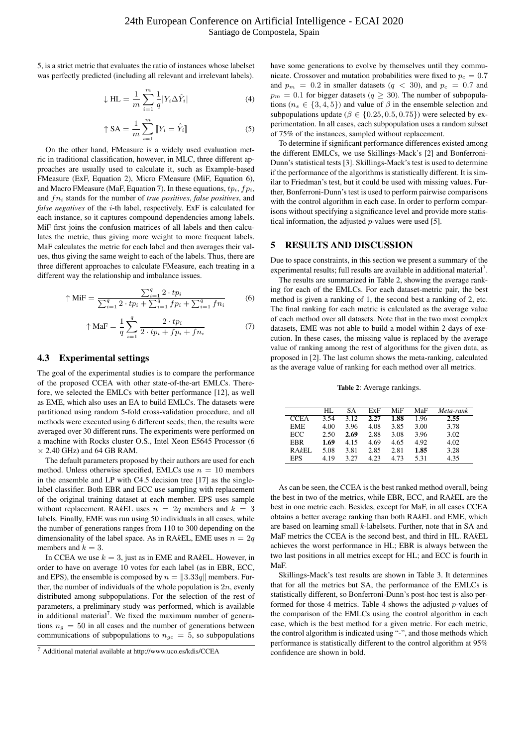5, is a strict metric that evaluates the ratio of instances whose labelset was perfectly predicted (including all relevant and irrelevant labels).

$$\downarrow \text{HL} = \frac{1}{m}\sum_{i=1}^{m}\frac{1}{q}|Y_i \Delta \hat{Y}_i| \tag{4}$$

$$\uparrow \text{SA} = \frac{1}{m}\sum_{i=1}^{m}[\![Y_i = \hat{Y}_i]\!] \tag{5}$$

On the other hand, FMeasure is a widely used evaluation metric in traditional classification, however, in MLC, three different approaches are usually used to calculate it, such as Example-based FMeasure (ExF, Equation 2), Micro FMeasure (MiF, Equation 6), and Macro FMeasure (MaF, Equation 7). In these equations, $tp_i$, $fp_i$, and $fn_i$ stands for the number of *true positives*, *false positives*, and *false negatives* of the $i$-th label, respectively. ExF is calculated for each instance, so it captures compound dependencies among labels. MiF first joins the confusion matrices of all labels and then calculates the metric, thus giving more weight to more frequent labels. MaF calculates the metric for each label and then averages their values, thus giving the same weight to each of the labels. Thus, there are three different approaches to calculate FMeasure, each treating in a different way the relationship and imbalance issues.

$$\uparrow \text{MiF} = \frac{\sum_{i=1}^{q} 2 \cdot tp_i}{\sum_{i=1}^{q} 2 \cdot tp_i + \sum_{i=1}^{q} fp_i + \sum_{i=1}^{q} fn_i} \tag{6}$$

$$\uparrow \text{MaF} = \frac{1}{q}\sum_{i=1}^{q}\frac{2 \cdot tp_i}{2 \cdot tp_i + fp_i + fn_i} \tag{7}$$

### 4.3 Experimental settings

The goal of the experimental studies is to compare the performance of the proposed CCEA with other state-of-the-art EMLCs. Therefore, we selected the EMLCs with better performance [12], as well as EME, which also uses an EA to build EMLCs. The datasets were partitioned using random 5-fold cross-validation procedure, and all methods were executed using 6 different seeds; then, the results were averaged over 30 different runs. The experiments were performed on a machine with Rocks cluster O.S., Intel Xeon E5645 Processor (6 $\times$ 2.40 GHz) and 64 GB RAM.

The default parameters proposed by their authors are used for each method. Unless otherwise specified, EMLCs use $n = 10$ members in the ensemble and LP with C4.5 decision tree [17] as the single-label classifier. Both EBR and ECC use sampling with replacement of the original training dataset at each member. EPS uses sample without replacement. RA*k*EL uses $n = 2q$ members and $k = 3$ labels. Finally, EME was run using 50 individuals in all cases, while the number of generations ranges from 110 to 300 depending on the dimensionality of the label space. As in RA*k*EL, EME uses $n = 2q$ members and $k = 3$.

In CCEA we use $k = 3$, just as in EME and RA*k*EL. However, in order to have on average 10 votes for each label (as in EBR, ECC, and EPS), the ensemble is composed by $n = \|3.33q\|$ members. Further, the number of individuals of the whole population is $2n$, evenly distributed among subpopulations. For the selection of the rest of parameters, a preliminary study was performed, which is available in additional material[7]. We fixed the maximum number of generations $n_g = 50$ in all cases and the number of generations between communications of subpopulations to $n_{gc} = 5$, so subpopulations have some generations to evolve by themselves until they communicate. Crossover and mutation probabilities were fixed to $p_c = 0.7$ and $p_m = 0.2$ in smaller datasets ($q < 30$), and $p_c = 0.7$ and $p_m = 0.1$ for bigger datasets ($q \geq 30$). The number of subpopulations ($n_s \in \{3, 4, 5\}$) and value of $\beta$ in the ensemble selection and subpopulations update ($\beta \in \{0.25, 0.5, 0.75\}$) were selected by experimentation. In all cases, each subpopulation uses a random subset of 75% of the instances, sampled without replacement.

To determine if significant performance differences existed among the different EMLCs, we use Skillings-Mack's [2] and Bonferroni-Dunn's statistical tests [3]. Skillings-Mack's test is used to determine if the performance of the algorithms is statistically different. It is similar to Friedman's test, but it could be used with missing values. Further, Bonferroni-Dunn's test is used to perform pairwise comparisons with the control algorithm in each case. In order to perform comparisons without specifying a significance level and provide more statistical information, the adjusted $p$-values were used [5].

[7] Additional material available at http://www.uco.es/kdis/CCEA

## 5 RESULTS AND DISCUSSION

Due to space constraints, in this section we present a summary of the experimental results; full results are available in additional material[7].

The results are summarized in Table 2, showing the average ranking for each of the EMLCs. For each dataset-metric pair, the best method is given a ranking of 1, the second best a ranking of 2, etc. The final ranking for each metric is calculated as the average value of each method over all datasets. Note that in the two most complex datasets, EME was not able to build a model within 2 days of execution. In these cases, the missing value is replaced by the average value of ranking among the rest of algorithms for the given data, as proposed in [2]. The last column shows the meta-ranking, calculated as the average value of ranking for each method over all metrics.

**Table 2**: Average rankings.

| | HL | SA | ExF | MiF | MaF | *Meta-rank* |
|---|---|---|---|---|---|---|
| CCEA | 3.54 | 3.12 | **2.27** | **1.88** | 1.96 | **2.55** |
| EME | 4.00 | 3.96 | 4.08 | 3.85 | 3.00 | 3.78 |
| ECC | 2.50 | **2.69** | 2.88 | 3.08 | 3.96 | 3.02 |
| EBR | **1.69** | 4.15 | 4.69 | 4.65 | 4.92 | 4.02 |
| RA*k*EL | 5.08 | 3.81 | 2.85 | 2.81 | **1.85** | 3.28 |
| EPS | 4.19 | 3.27 | 4.23 | 4.73 | 5.31 | 4.35 |

As can be seen, the CCEA is the best ranked method overall, being the best in two of the metrics, while EBR, ECC, and RA*k*EL are the best in one metric each. Besides, except for MaF, in all cases CCEA obtains a better average ranking than both RA*k*EL and EME, which are based on learning small *k*-labelsets. Further, note that in SA and MaF metrics the CCEA is the second best, and third in HL. RA*k*EL achieves the worst performance in HL; EBR is always between the two last positions in all metrics except for HL; and ECC is fourth in MaF.

Skillings-Mack's test results are shown in Table 3. It determines that for all the metrics but SA, the performance of the EMLCs is statistically different, so Bonferroni-Dunn's post-hoc test is also performed for those 4 metrics. Table 4 shows the adjusted $p$-values of the comparison of the EMLCs using the control algorithm in each case, which is the best method for a given metric. For each metric, the control algorithm is indicated using "-", and those methods which performance is statistically different to the control algorithm at 95% confidence are shown in bold.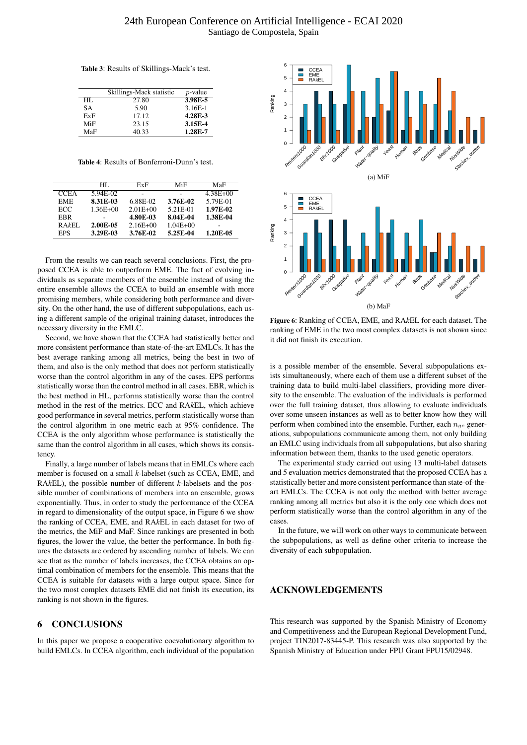**Table 3**: Results of Skillings-Mack's test.

| | Skillings-Mack statistic | $p$-value |
|---|---|---|
| HL | 27.80 | **3.98E-5** |
| SA | 5.90 | 3.16E-1 |
| ExF | 17.12 | **4.28E-3** |
| MiF | 23.15 | **3.15E-4** |
| MaF | 40.33 | **1.28E-7** |

**Table 4**: Results of Bonferroni-Dunn's test.

| | HL | ExF | MiF | MaF |
|---|---|---|---|---|
| CCEA | 5.94E-02 | - | - | 4.38E+00 |
| EME | **8.31E-03** | 6.88E-02 | **3.76E-02** | 5.79E-01 |
| ECC | 1.36E+00 | 2.01E+00 | 5.21E-01 | **1.97E-02** |
| EBR | - | **4.80E-03** | **8.04E-04** | **1.38E-04** |
| RA*k*EL | **2.00E-05** | 2.16E+00 | 1.04E+00 | - |
| EPS | **3.29E-03** | **3.76E-02** | **5.25E-04** | **1.20E-05** |

From the results we can reach several conclusions. First, the proposed CCEA is able to outperform EME. The fact of evolving individuals as separate members of the ensemble instead of using the entire ensemble allows the CCEA to build an ensemble with more promising members, while considering both performance and diversity. On the other hand, the use of different subpopulations, each using a different sample of the original training dataset, introduces the necessary diversity in the EMLC.

Second, we have shown that the CCEA had statistically better and more consistent performance than state-of-the-art EMLCs. It has the best average ranking among all metrics, being the best in two of them, and also is the only method that does not perform statistically worse than the control algorithm in any of the cases. EPS performs statistically worse than the control method in all cases. EBR, which is the best method in HL, performs statistically worse than the control method in the rest of the metrics. ECC and RA*k*EL, which achieve good performance in several metrics, perform statistically worse than the control algorithm in one metric each at 95% confidence. The CCEA is the only algorithm whose performance is statistically the same than the control algorithm in all cases, which shows its consistency.

Finally, a large number of labels means that in EMLCs where each member is focused on a small $k$-labelset (such as CCEA, EME, and RA*k*EL), the possible number of different $k$-labelsets and the possible number of combinations of members into an ensemble, grows exponentially. Thus, in order to study the performance of the CCEA in regard to dimensionality of the output space, in Figure 6 we show the ranking of CCEA, EME, and RA*k*EL in each dataset for two of the metrics, the MiF and MaF. Since rankings are presented in both figures, the lower the value, the better the performance. In both figures the datasets are ordered by ascending number of labels. We can see that as the number of labels increases, the CCEA obtains an optimal combination of members for the ensemble. This means that the CCEA is suitable for datasets with a large output space. Since for the two most complex datasets EME did not finish its execution, its ranking is not shown in the figures.

(a) MiF

(b) MaF

**Figure 6**: Ranking of CCEA, EME, and RA*k*EL for each dataset. The ranking of EME in the two most complex datasets is not shown since it did not finish its execution.

## 6 CONCLUSIONS

In this paper we propose a cooperative coevolutionary algorithm to build EMLCs. In CCEA algorithm, each individual of the population is a possible member of the ensemble. Several subpopulations exists simultaneously, where each of them use a different subset of the training data to build multi-label classifiers, providing more diversity to the ensemble. The evaluation of the individuals is performed over the full training dataset, thus allowing to evaluate individuals over some unseen instances as well as to better know how they will perform when combined into the ensemble. Further, each $n_{gc}$ generations, subpopulations communicate among them, not only building an EMLC using individuals from all subpopulations, but also sharing information between them, thanks to the used genetic operators.

The experimental study carried out using 13 multi-label datasets and 5 evaluation metrics demonstrated that the proposed CCEA has a statistically better and more consistent performance than state-of-the-art EMLCs. The CCEA is not only the method with better average ranking among all metrics but also it is the only one which does not perform statistically worse than the control algorithm in any of the cases.

In the future, we will work on other ways to communicate between the subpopulations, as well as define other criteria to increase the diversity of each subpopulation.

## ACKNOWLEDGEMENTS

This research was supported by the Spanish Ministry of Economy and Competitiveness and the European Regional Development Fund, project TIN2017-83445-P. This research was also supported by the Spanish Ministry of Education under FPU Grant FPU15/02948.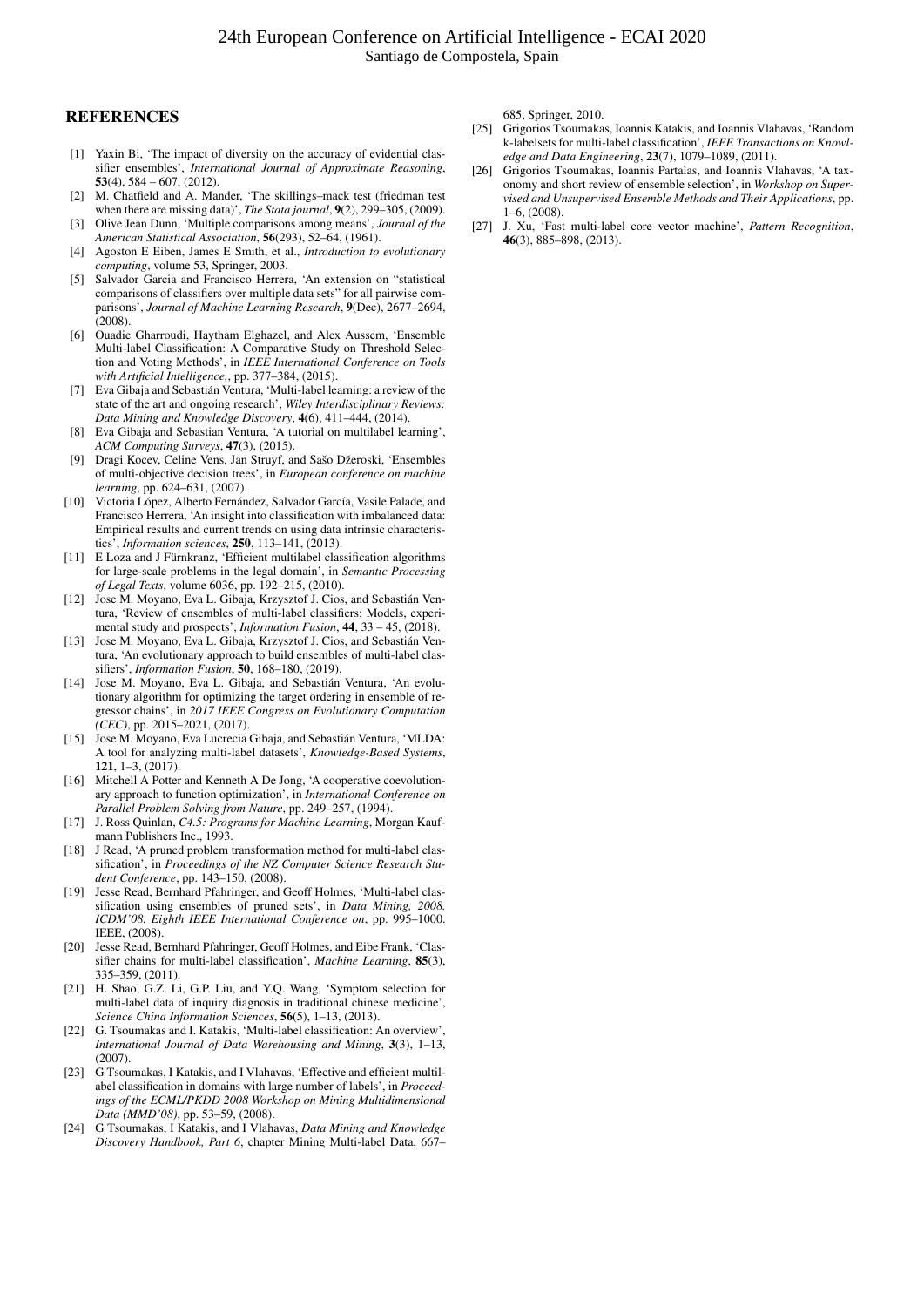## REFERENCES

[1] Yaxin Bi, 'The impact of diversity on the accuracy of evidential classifier ensembles', *International Journal of Approximate Reasoning*, **53**(4), 584 – 607, (2012).

[2] M. Chatfield and A. Mander, 'The skillings–mack test (friedman test when there are missing data)', *The Stata journal*, **9**(2), 299–305, (2009).

[3] Olive Jean Dunn, 'Multiple comparisons among means', *Journal of the American Statistical Association*, **56**(293), 52–64, (1961).

[4] Agoston E Eiben, James E Smith, et al., *Introduction to evolutionary computing*, volume 53, Springer, 2003.

[5] Salvador Garcia and Francisco Herrera, 'An extension on "statistical comparisons of classifiers over multiple data sets" for all pairwise comparisons', *Journal of Machine Learning Research*, **9**(Dec), 2677–2694, (2008).

[6] Ouadie Gharroudi, Haytham Elghazel, and Alex Aussem, 'Ensemble Multi-label Classification: A Comparative Study on Threshold Selection and Voting Methods', in *IEEE International Conference on Tools with Artificial Intelligence,*, pp. 377–384, (2015).

[7] Eva Gibaja and Sebastián Ventura, 'Multi-label learning: a review of the state of the art and ongoing research', *Wiley Interdisciplinary Reviews: Data Mining and Knowledge Discovery*, **4**(6), 411–444, (2014).

[8] Eva Gibaja and Sebastian Ventura, 'A tutorial on multilabel learning', *ACM Computing Surveys*, **47**(3), (2015).

[9] Dragi Kocev, Celine Vens, Jan Struyf, and Sašo Džeroski, 'Ensembles of multi-objective decision trees', in *European conference on machine learning*, pp. 624–631, (2007).

[10] Victoria López, Alberto Fernández, Salvador García, Vasile Palade, and Francisco Herrera, 'An insight into classification with imbalanced data: Empirical results and current trends on using data intrinsic characteristics', *Information sciences*, **250**, 113–141, (2013).

[11] E Loza and J Fürnkranz, 'Efficient multilabel classification algorithms for large-scale problems in the legal domain', in *Semantic Processing of Legal Texts*, volume 6036, pp. 192–215, (2010).

[12] Jose M. Moyano, Eva L. Gibaja, Krzysztof J. Cios, and Sebastián Ventura, 'Review of ensembles of multi-label classifiers: Models, experimental study and prospects', *Information Fusion*, **44**, 33 – 45, (2018).

[13] Jose M. Moyano, Eva L. Gibaja, Krzysztof J. Cios, and Sebastián Ventura, 'An evolutionary approach to build ensembles of multi-label classifiers', *Information Fusion*, **50**, 168–180, (2019).

[14] Jose M. Moyano, Eva L. Gibaja, and Sebastián Ventura, 'An evolutionary algorithm for optimizing the target ordering in ensemble of regressor chains', in *2017 IEEE Congress on Evolutionary Computation (CEC)*, pp. 2015–2021, (2017).

[15] Jose M. Moyano, Eva Lucrecia Gibaja, and Sebastián Ventura, 'MLDA: A tool for analyzing multi-label datasets', *Knowledge-Based Systems*, **121**, 1–3, (2017).

[16] Mitchell A Potter and Kenneth A De Jong, 'A cooperative coevolutionary approach to function optimization', in *International Conference on Parallel Problem Solving from Nature*, pp. 249–257, (1994).

[17] J. Ross Quinlan, *C4.5: Programs for Machine Learning*, Morgan Kaufmann Publishers Inc., 1993.

[18] J Read, 'A pruned problem transformation method for multi-label classification', in *Proceedings of the NZ Computer Science Research Student Conference*, pp. 143–150, (2008).

[19] Jesse Read, Bernhard Pfahringer, and Geoff Holmes, 'Multi-label classification using ensembles of pruned sets', in *Data Mining, 2008. ICDM'08. Eighth IEEE International Conference on*, pp. 995–1000. IEEE, (2008).

[20] Jesse Read, Bernhard Pfahringer, Geoff Holmes, and Eibe Frank, 'Classifier chains for multi-label classification', *Machine Learning*, **85**(3), 335–359, (2011).

[21] H. Shao, G.Z. Li, G.P. Liu, and Y.Q. Wang, 'Symptom selection for multi-label data of inquiry diagnosis in traditional chinese medicine', *Science China Information Sciences*, **56**(5), 1–13, (2013).

[22] G. Tsoumakas and I. Katakis, 'Multi-label classification: An overview', *International Journal of Data Warehousing and Mining*, **3**(3), 1–13, (2007).

[23] G Tsoumakas, I Katakis, and I Vlahavas, 'Effective and efficient multilabel classification in domains with large number of labels', in *Proceedings of the ECML/PKDD 2008 Workshop on Mining Multidimensional Data (MMD'08)*, pp. 53–59, (2008).

[24] G Tsoumakas, I Katakis, and I Vlahavas, *Data Mining and Knowledge Discovery Handbook, Part 6*, chapter Mining Multi-label Data, 667–685, Springer, 2010.

[25] Grigorios Tsoumakas, Ioannis Katakis, and Ioannis Vlahavas, 'Random k-labelsets for multi-label classification', *IEEE Transactions on Knowledge and Data Engineering*, **23**(7), 1079–1089, (2011).

[26] Grigorios Tsoumakas, Ioannis Partalas, and Ioannis Vlahavas, 'A taxonomy and short review of ensemble selection', in *Workshop on Supervised and Unsupervised Ensemble Methods and Their Applications*, pp. 1–6, (2008).

[27] J. Xu, 'Fast multi-label core vector machine', *Pattern Recognition*, **46**(3), 885–898, (2013).